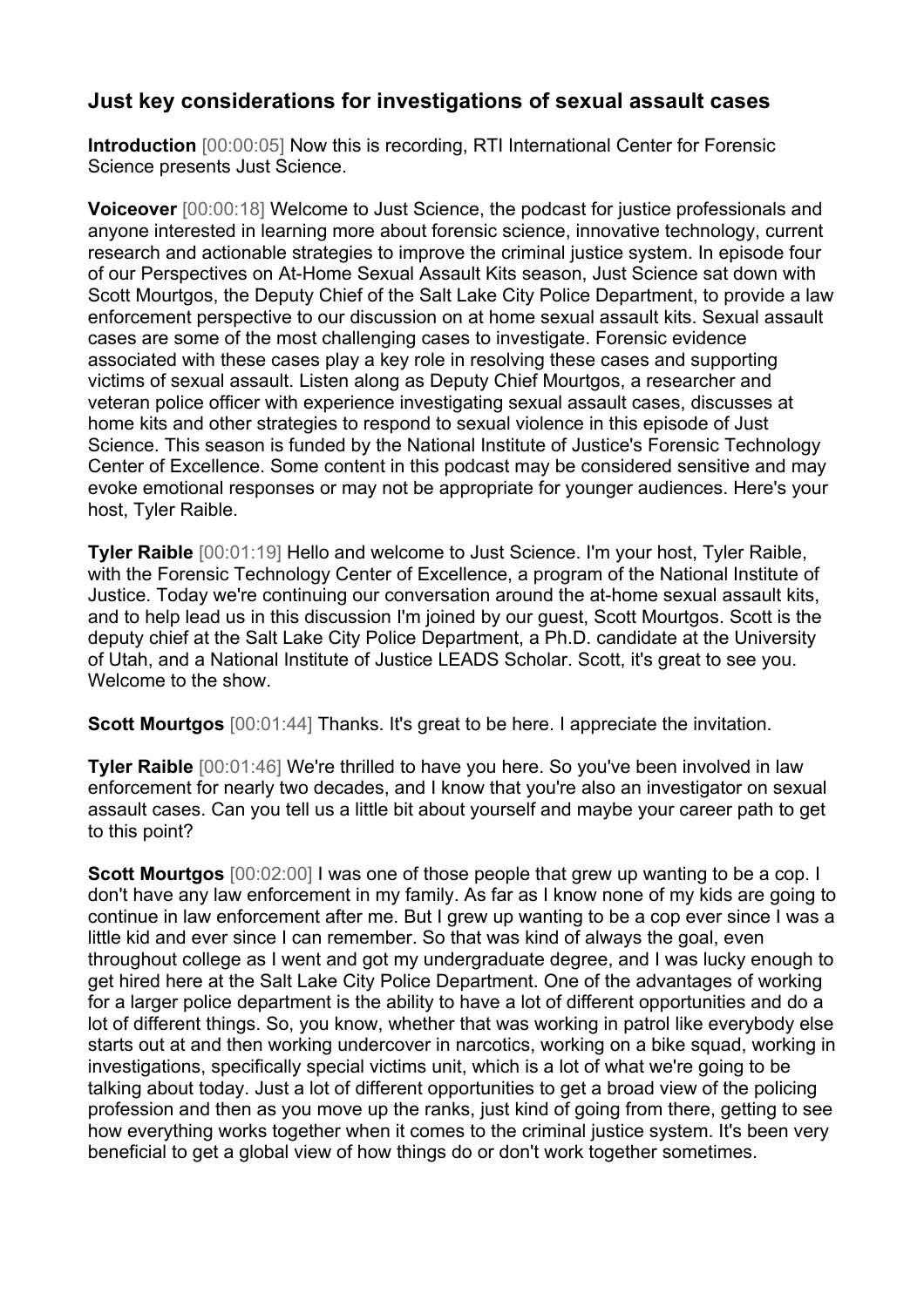## Just key considerations for investigations of sexual assault cases

**Introduction** [00:00:05] Now this is recording, RTI International Center for Forensic Science presents Just Science.

**Voiceover** [00:00:18] Welcome to Just Science, the podcast for justice professionals and anyone interested in learning more about forensic science, innovative technology, current research and actionable strategies to improve the criminal justice system. In episode four of our Perspectives on At-Home Sexual Assault Kits season, Just Science sat down with Scott Mourtgos, the Deputy Chief of the Salt Lake City Police Department, to provide a law enforcement perspective to our discussion on at home sexual assault kits. Sexual assault cases are some of the most challenging cases to investigate. Forensic evidence associated with these cases play a key role in resolving these cases and supporting victims of sexual assault. Listen along as Deputy Chief Mourtgos, a researcher and veteran police officer with experience investigating sexual assault cases, discusses at home kits and other strategies to respond to sexual violence in this episode of Just Science. This season is funded by the National Institute of Justice's Forensic Technology Center of Excellence. Some content in this podcast may be considered sensitive and may evoke emotional responses or may not be appropriate for younger audiences. Here's your host, Tyler Raible.

**Tyler Raible** [00:01:19] Hello and welcome to Just Science. I'm your host, Tyler Raible, with the Forensic Technology Center of Excellence, a program of the National Institute of Justice. Today we're continuing our conversation around the at-home sexual assault kits, and to help lead us in this discussion I'm joined by our guest, Scott Mourtgos. Scott is the deputy chief at the Salt Lake City Police Department, a Ph.D. candidate at the University of Utah, and a National Institute of Justice LEADS Scholar. Scott, it's great to see you. Welcome to the show.

**Scott Mourtgos** [00:01:44] Thanks. It's great to be here. I appreciate the invitation.

**Tyler Raible** [00:01:46] We're thrilled to have you here. So you've been involved in law enforcement for nearly two decades, and I know that you're also an investigator on sexual assault cases. Can you tell us a little bit about yourself and maybe your career path to get to this point?

**Scott Mourtgos** [00:02:00] I was one of those people that grew up wanting to be a cop. I don't have any law enforcement in my family. As far as I know none of my kids are going to continue in law enforcement after me. But I grew up wanting to be a cop ever since I was a little kid and ever since I can remember. So that was kind of always the goal, even throughout college as I went and got my undergraduate degree, and I was lucky enough to get hired here at the Salt Lake City Police Department. One of the advantages of working for a larger police department is the ability to have a lot of different opportunities and do a lot of different things. So, you know, whether that was working in patrol like everybody else starts out at and then working undercover in narcotics, working on a bike squad, working in investigations, specifically special victims unit, which is a lot of what we're going to be talking about today. Just a lot of different opportunities to get a broad view of the policing profession and then as you move up the ranks, just kind of going from there, getting to see how everything works together when it comes to the criminal justice system. It's been very beneficial to get a global view of how things do or don't work together sometimes.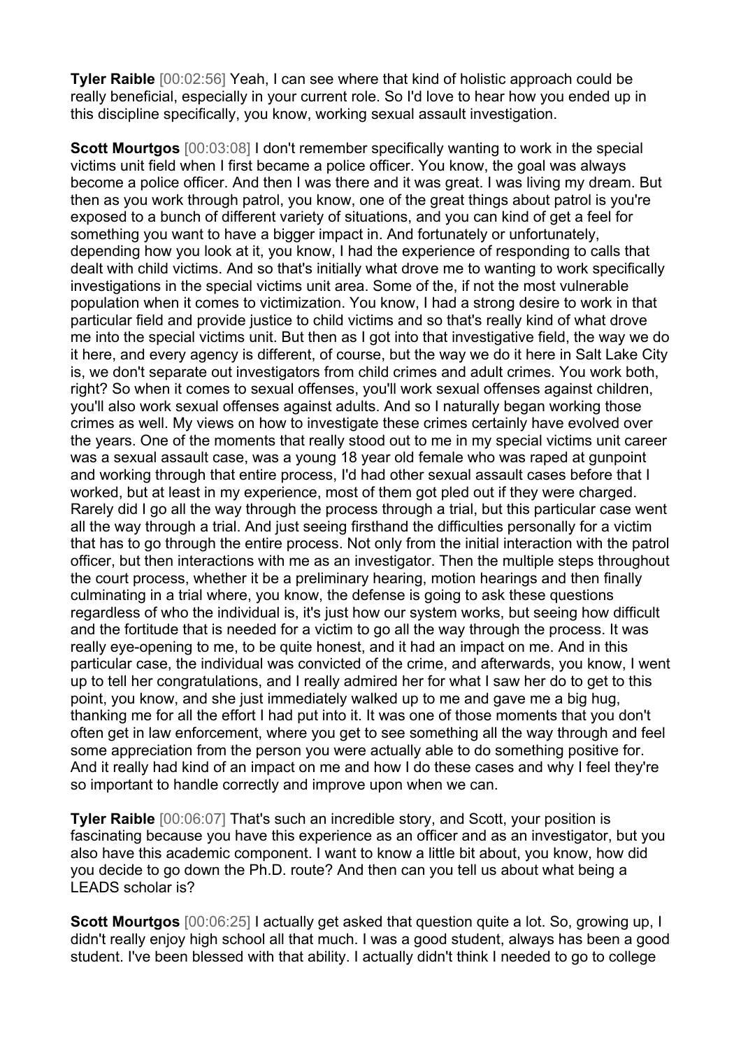**Tyler Raible** [00:02:56] Yeah, I can see where that kind of holistic approach could be really beneficial, especially in your current role. So I'd love to hear how you ended up in this discipline specifically, you know, working sexual assault investigation.

**Scott Mourtgos** [00:03:08] I don't remember specifically wanting to work in the special victims unit field when I first became a police officer. You know, the goal was always become a police officer. And then I was there and it was great. I was living my dream. But then as you work through patrol, you know, one of the great things about patrol is you're exposed to a bunch of different variety of situations, and you can kind of get a feel for something you want to have a bigger impact in. And fortunately or unfortunately, depending how you look at it, you know, I had the experience of responding to calls that dealt with child victims. And so that's initially what drove me to wanting to work specifically investigations in the special victims unit area. Some of the, if not the most vulnerable population when it comes to victimization. You know, I had a strong desire to work in that particular field and provide justice to child victims and so that's really kind of what drove me into the special victims unit. But then as I got into that investigative field, the way we do it here, and every agency is different, of course, but the way we do it here in Salt Lake City is, we don't separate out investigators from child crimes and adult crimes. You work both, right? So when it comes to sexual offenses, you'll work sexual offenses against children, you'll also work sexual offenses against adults. And so I naturally began working those crimes as well. My views on how to investigate these crimes certainly have evolved over the years. One of the moments that really stood out to me in my special victims unit career was a sexual assault case, was a young 18 year old female who was raped at gunpoint and working through that entire process, I'd had other sexual assault cases before that I worked, but at least in my experience, most of them got pled out if they were charged. Rarely did I go all the way through the process through a trial, but this particular case went all the way through a trial. And just seeing firsthand the difficulties personally for a victim that has to go through the entire process. Not only from the initial interaction with the patrol officer, but then interactions with me as an investigator. Then the multiple steps throughout the court process, whether it be a preliminary hearing, motion hearings and then finally culminating in a trial where, you know, the defense is going to ask these questions regardless of who the individual is, it's just how our system works, but seeing how difficult and the fortitude that is needed for a victim to go all the way through the process. It was really eye-opening to me, to be quite honest, and it had an impact on me. And in this particular case, the individual was convicted of the crime, and afterwards, you know, I went up to tell her congratulations, and I really admired her for what I saw her do to get to this point, you know, and she just immediately walked up to me and gave me a big hug, thanking me for all the effort I had put into it. It was one of those moments that you don't often get in law enforcement, where you get to see something all the way through and feel some appreciation from the person you were actually able to do something positive for. And it really had kind of an impact on me and how I do these cases and why I feel they're so important to handle correctly and improve upon when we can.

**Tyler Raible** [00:06:07] That's such an incredible story, and Scott, your position is fascinating because you have this experience as an officer and as an investigator, but you also have this academic component. I want to know a little bit about, you know, how did you decide to go down the Ph.D. route? And then can you tell us about what being a LEADS scholar is?

**Scott Mourtgos** [00:06:25] I actually get asked that question quite a lot. So, growing up, I didn't really enjoy high school all that much. I was a good student, always has been a good student. I've been blessed with that ability. I actually didn't think I needed to go to college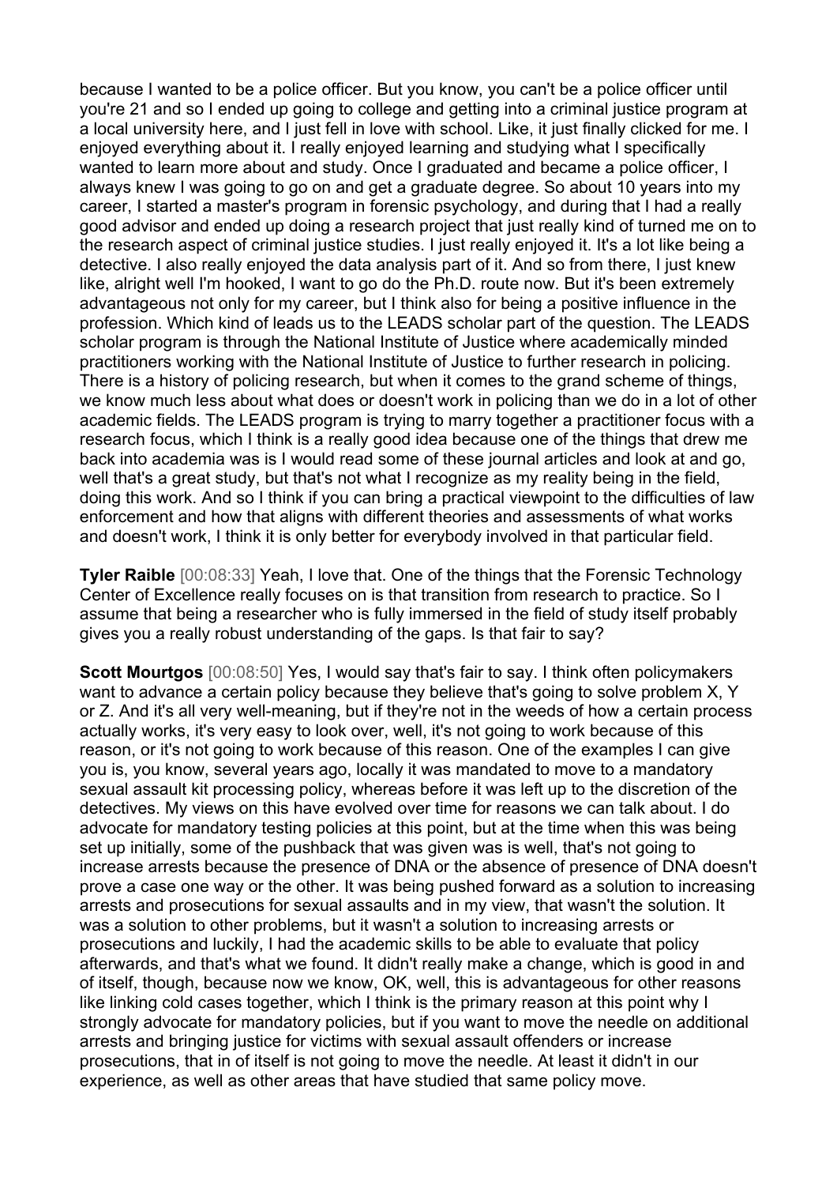because I wanted to be a police officer. But you know, you can't be a police officer until you're 21 and so I ended up going to college and getting into a criminal justice program at a local university here, and I just fell in love with school. Like, it just finally clicked for me. I enjoyed everything about it. I really enjoyed learning and studying what I specifically wanted to learn more about and study. Once I graduated and became a police officer, I always knew I was going to go on and get a graduate degree. So about 10 years into my career, I started a master's program in forensic psychology, and during that I had a really good advisor and ended up doing a research project that just really kind of turned me on to the research aspect of criminal justice studies. I just really enjoyed it. It's a lot like being a detective. I also really enjoyed the data analysis part of it. And so from there, I just knew like, alright well I'm hooked, I want to go do the Ph.D. route now. But it's been extremely advantageous not only for my career, but I think also for being a positive influence in the profession. Which kind of leads us to the LEADS scholar part of the question. The LEADS scholar program is through the National Institute of Justice where academically minded practitioners working with the National Institute of Justice to further research in policing. There is a history of policing research, but when it comes to the grand scheme of things, we know much less about what does or doesn't work in policing than we do in a lot of other academic fields. The LEADS program is trying to marry together a practitioner focus with a research focus, which I think is a really good idea because one of the things that drew me back into academia was is I would read some of these journal articles and look at and go, well that's a great study, but that's not what I recognize as my reality being in the field, doing this work. And so I think if you can bring a practical viewpoint to the difficulties of law enforcement and how that aligns with different theories and assessments of what works and doesn't work, I think it is only better for everybody involved in that particular field.

**Tyler Raible** [00:08:33] Yeah, I love that. One of the things that the Forensic Technology Center of Excellence really focuses on is that transition from research to practice. So I assume that being a researcher who is fully immersed in the field of study itself probably gives you a really robust understanding of the gaps. Is that fair to say?

**Scott Mourtgos** [00:08:50] Yes, I would say that's fair to say. I think often policymakers want to advance a certain policy because they believe that's going to solve problem X, Y or Z. And it's all very well-meaning, but if they're not in the weeds of how a certain process actually works, it's very easy to look over, well, it's not going to work because of this reason, or it's not going to work because of this reason. One of the examples I can give you is, you know, several years ago, locally it was mandated to move to a mandatory sexual assault kit processing policy, whereas before it was left up to the discretion of the detectives. My views on this have evolved over time for reasons we can talk about. I do advocate for mandatory testing policies at this point, but at the time when this was being set up initially, some of the pushback that was given was is well, that's not going to increase arrests because the presence of DNA or the absence of presence of DNA doesn't prove a case one way or the other. It was being pushed forward as a solution to increasing arrests and prosecutions for sexual assaults and in my view, that wasn't the solution. It was a solution to other problems, but it wasn't a solution to increasing arrests or prosecutions and luckily, I had the academic skills to be able to evaluate that policy afterwards, and that's what we found. It didn't really make a change, which is good in and of itself, though, because now we know, OK, well, this is advantageous for other reasons like linking cold cases together, which I think is the primary reason at this point why I strongly advocate for mandatory policies, but if you want to move the needle on additional arrests and bringing justice for victims with sexual assault offenders or increase prosecutions, that in of itself is not going to move the needle. At least it didn't in our experience, as well as other areas that have studied that same policy move.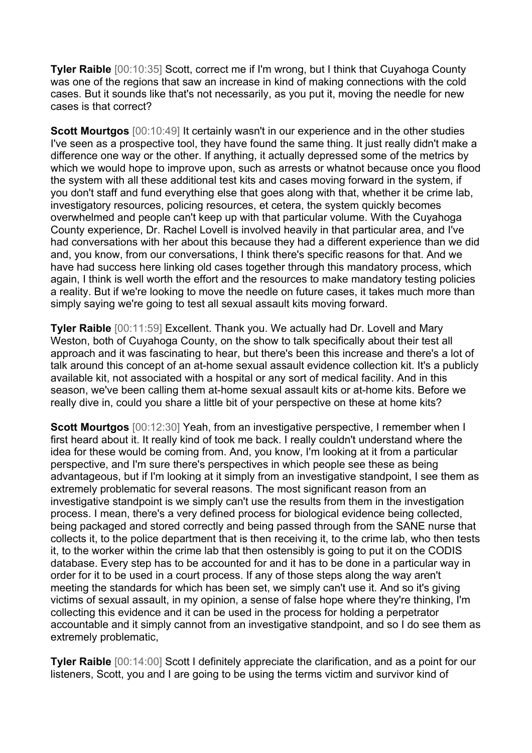**Tyler Raible** [00:10:35] Scott, correct me if I'm wrong, but I think that Cuyahoga County was one of the regions that saw an increase in kind of making connections with the cold cases. But it sounds like that's not necessarily, as you put it, moving the needle for new cases is that correct?

**Scott Mourtgos** [00:10:49] It certainly wasn't in our experience and in the other studies I've seen as a prospective tool, they have found the same thing. It just really didn't make a difference one way or the other. If anything, it actually depressed some of the metrics by which we would hope to improve upon, such as arrests or whatnot because once you flood the system with all these additional test kits and cases moving forward in the system, if you don't staff and fund everything else that goes along with that, whether it be crime lab, investigatory resources, policing resources, et cetera, the system quickly becomes overwhelmed and people can't keep up with that particular volume. With the Cuyahoga County experience, Dr. Rachel Lovell is involved heavily in that particular area, and I've had conversations with her about this because they had a different experience than we did and, you know, from our conversations, I think there's specific reasons for that. And we have had success here linking old cases together through this mandatory process, which again, I think is well worth the effort and the resources to make mandatory testing policies a reality. But if we're looking to move the needle on future cases, it takes much more than simply saying we're going to test all sexual assault kits moving forward.

**Tyler Raible** [00:11:59] Excellent. Thank you. We actually had Dr. Lovell and Mary Weston, both of Cuyahoga County, on the show to talk specifically about their test all approach and it was fascinating to hear, but there's been this increase and there's a lot of talk around this concept of an at-home sexual assault evidence collection kit. It's a publicly available kit, not associated with a hospital or any sort of medical facility. And in this season, we've been calling them at-home sexual assault kits or at-home kits. Before we really dive in, could you share a little bit of your perspective on these at home kits?

**Scott Mourtgos** [00:12:30] Yeah, from an investigative perspective, I remember when I first heard about it. It really kind of took me back. I really couldn't understand where the idea for these would be coming from. And, you know, I'm looking at it from a particular perspective, and I'm sure there's perspectives in which people see these as being advantageous, but if I'm looking at it simply from an investigative standpoint, I see them as extremely problematic for several reasons. The most significant reason from an investigative standpoint is we simply can't use the results from them in the investigation process. I mean, there's a very defined process for biological evidence being collected, being packaged and stored correctly and being passed through from the SANE nurse that collects it, to the police department that is then receiving it, to the crime lab, who then tests it, to the worker within the crime lab that then ostensibly is going to put it on the CODIS database. Every step has to be accounted for and it has to be done in a particular way in order for it to be used in a court process. If any of those steps along the way aren't meeting the standards for which has been set, we simply can't use it. And so it's giving victims of sexual assault, in my opinion, a sense of false hope where they're thinking, I'm collecting this evidence and it can be used in the process for holding a perpetrator accountable and it simply cannot from an investigative standpoint, and so I do see them as extremely problematic,

**Tyler Raible** [00:14:00] Scott I definitely appreciate the clarification, and as a point for our listeners, Scott, you and I are going to be using the terms victim and survivor kind of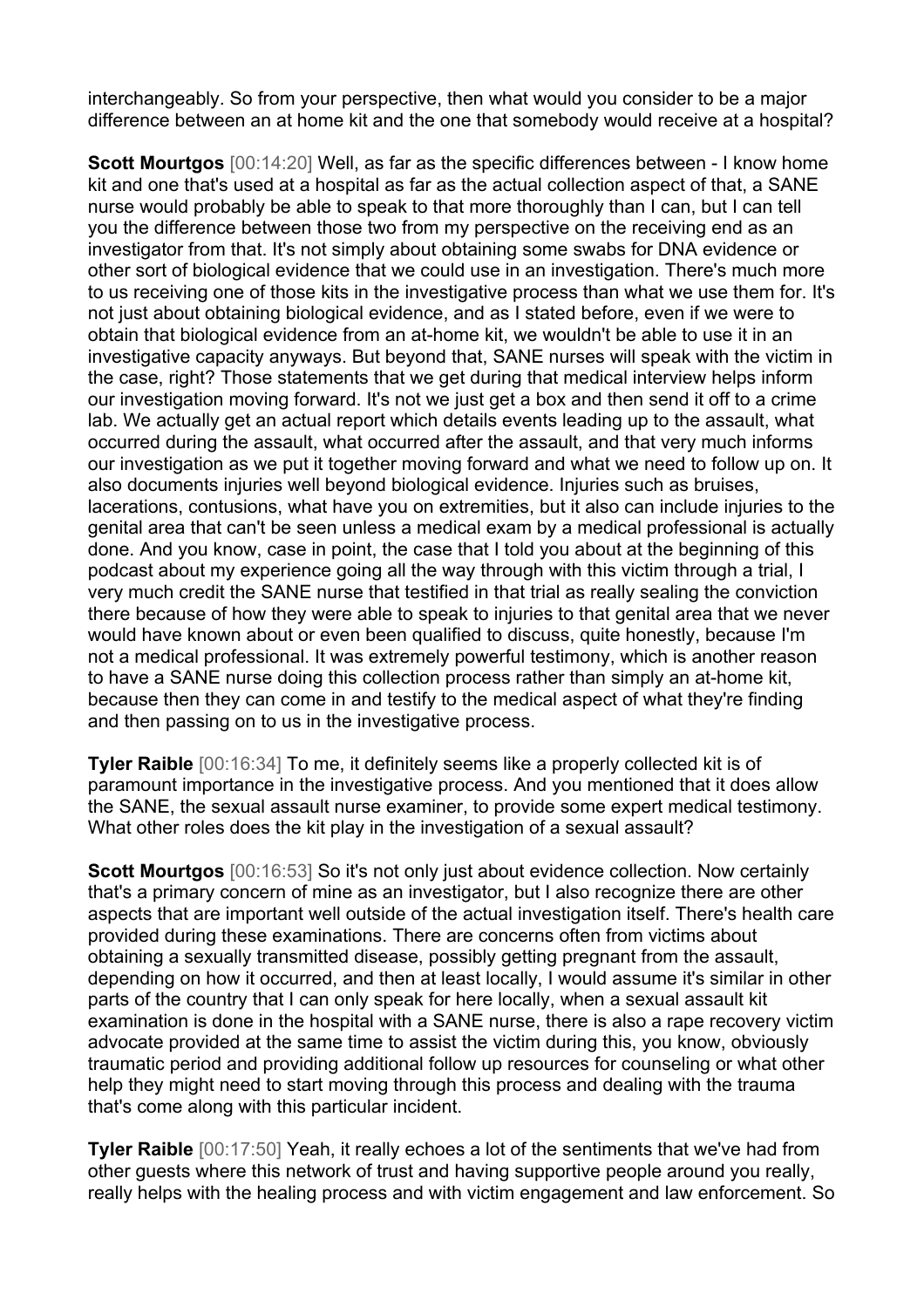interchangeably. So from your perspective, then what would you consider to be a major difference between an at home kit and the one that somebody would receive at a hospital?

**Scott Mourtgos** [00:14:20] Well, as far as the specific differences between - I know home kit and one that's used at a hospital as far as the actual collection aspect of that, a SANE nurse would probably be able to speak to that more thoroughly than I can, but I can tell you the difference between those two from my perspective on the receiving end as an investigator from that. It's not simply about obtaining some swabs for DNA evidence or other sort of biological evidence that we could use in an investigation. There's much more to us receiving one of those kits in the investigative process than what we use them for. It's not just about obtaining biological evidence, and as I stated before, even if we were to obtain that biological evidence from an at-home kit, we wouldn't be able to use it in an investigative capacity anyways. But beyond that, SANE nurses will speak with the victim in the case, right? Those statements that we get during that medical interview helps inform our investigation moving forward. It's not we just get a box and then send it off to a crime lab. We actually get an actual report which details events leading up to the assault, what occurred during the assault, what occurred after the assault, and that very much informs our investigation as we put it together moving forward and what we need to follow up on. It also documents injuries well beyond biological evidence. Injuries such as bruises, lacerations, contusions, what have you on extremities, but it also can include injuries to the genital area that can't be seen unless a medical exam by a medical professional is actually done. And you know, case in point, the case that I told you about at the beginning of this podcast about my experience going all the way through with this victim through a trial, I very much credit the SANE nurse that testified in that trial as really sealing the conviction there because of how they were able to speak to injuries to that genital area that we never would have known about or even been qualified to discuss, quite honestly, because I'm not a medical professional. It was extremely powerful testimony, which is another reason to have a SANE nurse doing this collection process rather than simply an at-home kit, because then they can come in and testify to the medical aspect of what they're finding and then passing on to us in the investigative process.

**Tyler Raible** [00:16:34] To me, it definitely seems like a properly collected kit is of paramount importance in the investigative process. And you mentioned that it does allow the SANE, the sexual assault nurse examiner, to provide some expert medical testimony. What other roles does the kit play in the investigation of a sexual assault?

**Scott Mourtgos** [00:16:53] So it's not only just about evidence collection. Now certainly that's a primary concern of mine as an investigator, but I also recognize there are other aspects that are important well outside of the actual investigation itself. There's health care provided during these examinations. There are concerns often from victims about obtaining a sexually transmitted disease, possibly getting pregnant from the assault, depending on how it occurred, and then at least locally, I would assume it's similar in other parts of the country that I can only speak for here locally, when a sexual assault kit examination is done in the hospital with a SANE nurse, there is also a rape recovery victim advocate provided at the same time to assist the victim during this, you know, obviously traumatic period and providing additional follow up resources for counseling or what other help they might need to start moving through this process and dealing with the trauma that's come along with this particular incident.

**Tyler Raible** [00:17:50] Yeah, it really echoes a lot of the sentiments that we've had from other guests where this network of trust and having supportive people around you really, really helps with the healing process and with victim engagement and law enforcement. So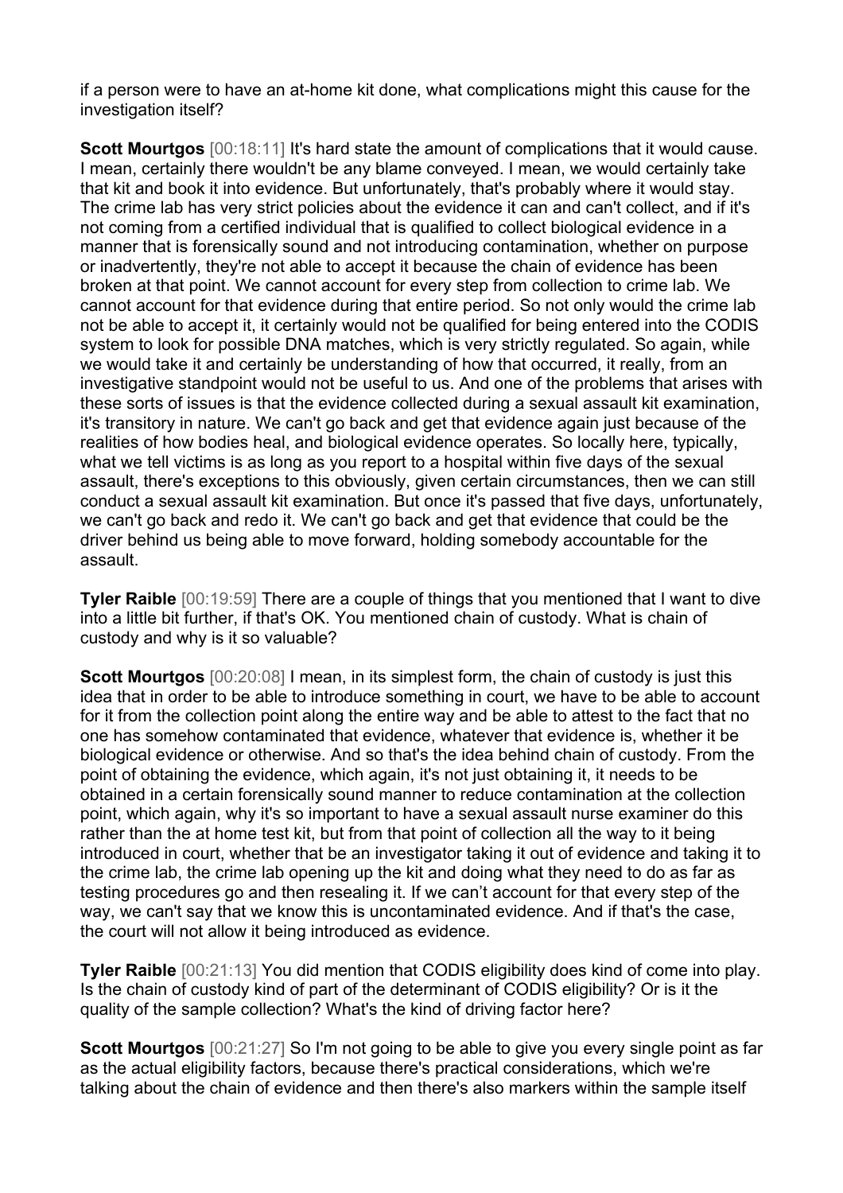if a person were to have an at-home kit done, what complications might this cause for the investigation itself?

**Scott Mourtgos** [00:18:11] It's hard state the amount of complications that it would cause. I mean, certainly there wouldn't be any blame conveyed. I mean, we would certainly take that kit and book it into evidence. But unfortunately, that's probably where it would stay. The crime lab has very strict policies about the evidence it can and can't collect, and if it's not coming from a certified individual that is qualified to collect biological evidence in a manner that is forensically sound and not introducing contamination, whether on purpose or inadvertently, they're not able to accept it because the chain of evidence has been broken at that point. We cannot account for every step from collection to crime lab. We cannot account for that evidence during that entire period. So not only would the crime lab not be able to accept it, it certainly would not be qualified for being entered into the CODIS system to look for possible DNA matches, which is very strictly regulated. So again, while we would take it and certainly be understanding of how that occurred, it really, from an investigative standpoint would not be useful to us. And one of the problems that arises with these sorts of issues is that the evidence collected during a sexual assault kit examination, it's transitory in nature. We can't go back and get that evidence again just because of the realities of how bodies heal, and biological evidence operates. So locally here, typically, what we tell victims is as long as you report to a hospital within five days of the sexual assault, there's exceptions to this obviously, given certain circumstances, then we can still conduct a sexual assault kit examination. But once it's passed that five days, unfortunately, we can't go back and redo it. We can't go back and get that evidence that could be the driver behind us being able to move forward, holding somebody accountable for the assault.

**Tyler Raible** [00:19:59] There are a couple of things that you mentioned that I want to dive into a little bit further, if that's OK. You mentioned chain of custody. What is chain of custody and why is it so valuable?

**Scott Mourtgos** [00:20:08] I mean, in its simplest form, the chain of custody is just this idea that in order to be able to introduce something in court, we have to be able to account for it from the collection point along the entire way and be able to attest to the fact that no one has somehow contaminated that evidence, whatever that evidence is, whether it be biological evidence or otherwise. And so that's the idea behind chain of custody. From the point of obtaining the evidence, which again, it's not just obtaining it, it needs to be obtained in a certain forensically sound manner to reduce contamination at the collection point, which again, why it's so important to have a sexual assault nurse examiner do this rather than the at home test kit, but from that point of collection all the way to it being introduced in court, whether that be an investigator taking it out of evidence and taking it to the crime lab, the crime lab opening up the kit and doing what they need to do as far as testing procedures go and then resealing it. If we can't account for that every step of the way, we can't say that we know this is uncontaminated evidence. And if that's the case, the court will not allow it being introduced as evidence.

**Tyler Raible** [00:21:13] You did mention that CODIS eligibility does kind of come into play. Is the chain of custody kind of part of the determinant of CODIS eligibility? Or is it the quality of the sample collection? What's the kind of driving factor here?

**Scott Mourtgos** [00:21:27] So I'm not going to be able to give you every single point as far as the actual eligibility factors, because there's practical considerations, which we're talking about the chain of evidence and then there's also markers within the sample itself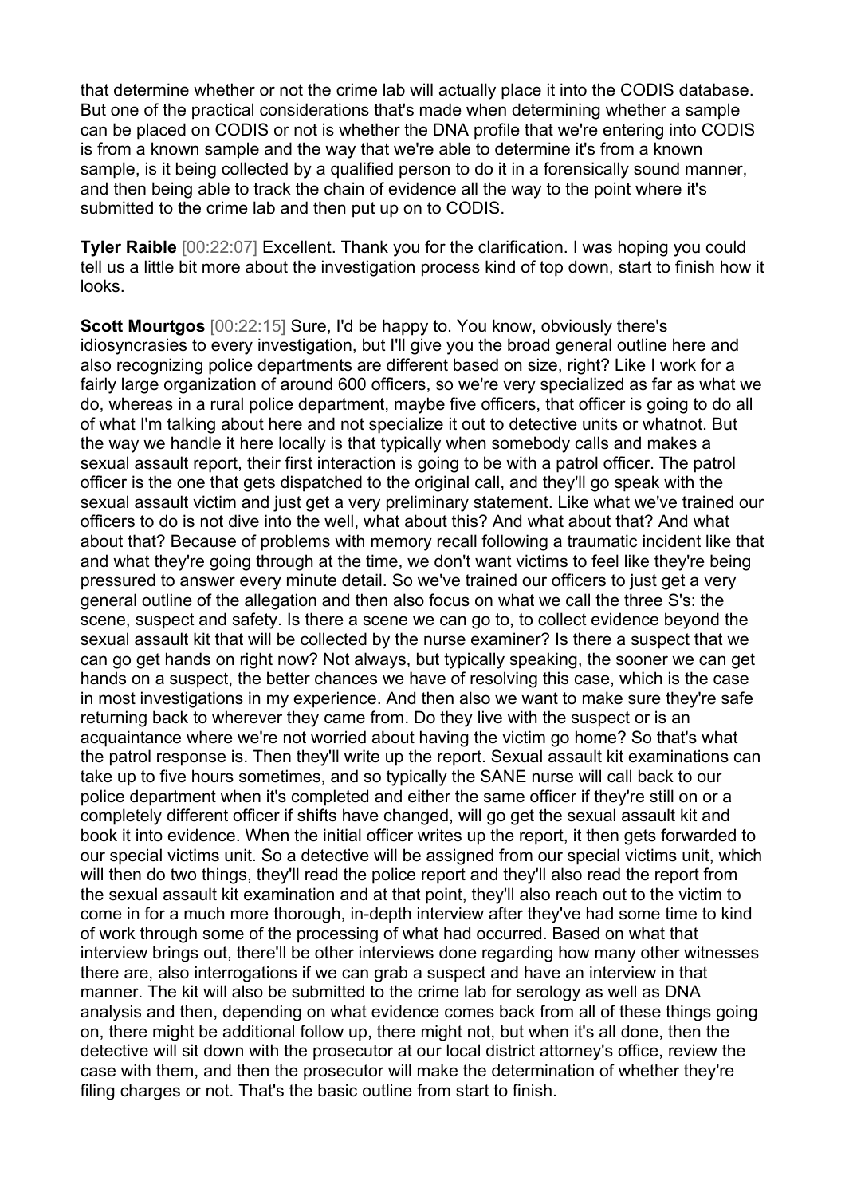that determine whether or not the crime lab will actually place it into the CODIS database. But one of the practical considerations that's made when determining whether a sample can be placed on CODIS or not is whether the DNA profile that we're entering into CODIS is from a known sample and the way that we're able to determine it's from a known sample, is it being collected by a qualified person to do it in a forensically sound manner, and then being able to track the chain of evidence all the way to the point where it's submitted to the crime lab and then put up on to CODIS.

**Tyler Raible** [00:22:07] Excellent. Thank you for the clarification. I was hoping you could tell us a little bit more about the investigation process kind of top down, start to finish how it looks.

**Scott Mourtgos** [00:22:15] Sure, I'd be happy to. You know, obviously there's idiosyncrasies to every investigation, but I'll give you the broad general outline here and also recognizing police departments are different based on size, right? Like I work for a fairly large organization of around 600 officers, so we're very specialized as far as what we do, whereas in a rural police department, maybe five officers, that officer is going to do all of what I'm talking about here and not specialize it out to detective units or whatnot. But the way we handle it here locally is that typically when somebody calls and makes a sexual assault report, their first interaction is going to be with a patrol officer. The patrol officer is the one that gets dispatched to the original call, and they'll go speak with the sexual assault victim and just get a very preliminary statement. Like what we've trained our officers to do is not dive into the well, what about this? And what about that? And what about that? Because of problems with memory recall following a traumatic incident like that and what they're going through at the time, we don't want victims to feel like they're being pressured to answer every minute detail. So we've trained our officers to just get a very general outline of the allegation and then also focus on what we call the three S's: the scene, suspect and safety. Is there a scene we can go to, to collect evidence beyond the sexual assault kit that will be collected by the nurse examiner? Is there a suspect that we can go get hands on right now? Not always, but typically speaking, the sooner we can get hands on a suspect, the better chances we have of resolving this case, which is the case in most investigations in my experience. And then also we want to make sure they're safe returning back to wherever they came from. Do they live with the suspect or is an acquaintance where we're not worried about having the victim go home? So that's what the patrol response is. Then they'll write up the report. Sexual assault kit examinations can take up to five hours sometimes, and so typically the SANE nurse will call back to our police department when it's completed and either the same officer if they're still on or a completely different officer if shifts have changed, will go get the sexual assault kit and book it into evidence. When the initial officer writes up the report, it then gets forwarded to our special victims unit. So a detective will be assigned from our special victims unit, which will then do two things, they'll read the police report and they'll also read the report from the sexual assault kit examination and at that point, they'll also reach out to the victim to come in for a much more thorough, in-depth interview after they've had some time to kind of work through some of the processing of what had occurred. Based on what that interview brings out, there'll be other interviews done regarding how many other witnesses there are, also interrogations if we can grab a suspect and have an interview in that manner. The kit will also be submitted to the crime lab for serology as well as DNA analysis and then, depending on what evidence comes back from all of these things going on, there might be additional follow up, there might not, but when it's all done, then the detective will sit down with the prosecutor at our local district attorney's office, review the case with them, and then the prosecutor will make the determination of whether they're filing charges or not. That's the basic outline from start to finish.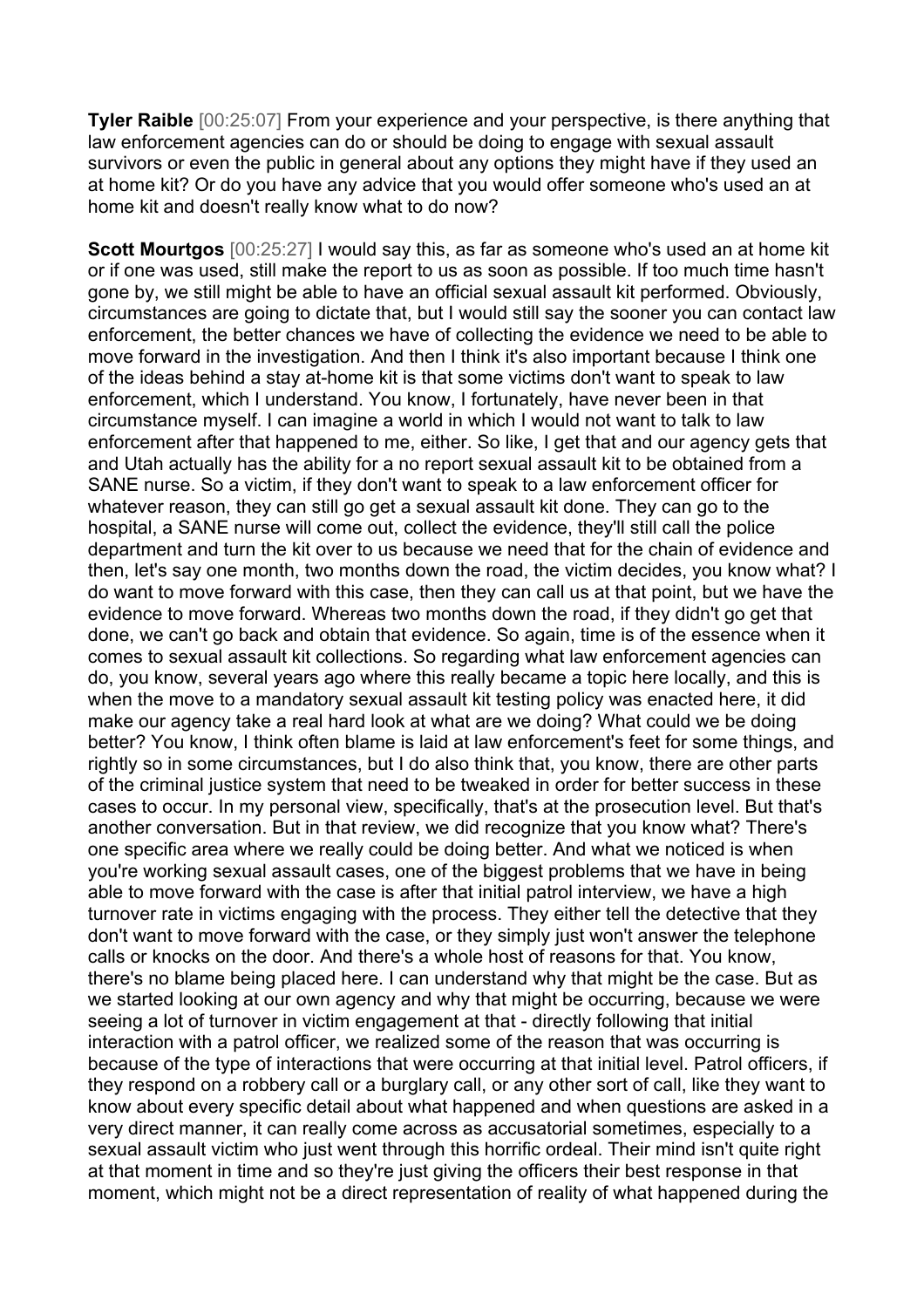**Tyler Raible** [00:25:07] From your experience and your perspective, is there anything that law enforcement agencies can do or should be doing to engage with sexual assault survivors or even the public in general about any options they might have if they used an at home kit? Or do you have any advice that you would offer someone who's used an at home kit and doesn't really know what to do now?

**Scott Mourtgos** [00:25:27] I would say this, as far as someone who's used an at home kit or if one was used, still make the report to us as soon as possible. If too much time hasn't gone by, we still might be able to have an official sexual assault kit performed. Obviously, circumstances are going to dictate that, but I would still say the sooner you can contact law enforcement, the better chances we have of collecting the evidence we need to be able to move forward in the investigation. And then I think it's also important because I think one of the ideas behind a stay at-home kit is that some victims don't want to speak to law enforcement, which I understand. You know, I fortunately, have never been in that circumstance myself. I can imagine a world in which I would not want to talk to law enforcement after that happened to me, either. So like, I get that and our agency gets that and Utah actually has the ability for a no report sexual assault kit to be obtained from a SANE nurse. So a victim, if they don't want to speak to a law enforcement officer for whatever reason, they can still go get a sexual assault kit done. They can go to the hospital, a SANE nurse will come out, collect the evidence, they'll still call the police department and turn the kit over to us because we need that for the chain of evidence and then, let's say one month, two months down the road, the victim decides, you know what? I do want to move forward with this case, then they can call us at that point, but we have the evidence to move forward. Whereas two months down the road, if they didn't go get that done, we can't go back and obtain that evidence. So again, time is of the essence when it comes to sexual assault kit collections. So regarding what law enforcement agencies can do, you know, several years ago where this really became a topic here locally, and this is when the move to a mandatory sexual assault kit testing policy was enacted here, it did make our agency take a real hard look at what are we doing? What could we be doing better? You know, I think often blame is laid at law enforcement's feet for some things, and rightly so in some circumstances, but I do also think that, you know, there are other parts of the criminal justice system that need to be tweaked in order for better success in these cases to occur. In my personal view, specifically, that's at the prosecution level. But that's another conversation. But in that review, we did recognize that you know what? There's one specific area where we really could be doing better. And what we noticed is when you're working sexual assault cases, one of the biggest problems that we have in being able to move forward with the case is after that initial patrol interview, we have a high turnover rate in victims engaging with the process. They either tell the detective that they don't want to move forward with the case, or they simply just won't answer the telephone calls or knocks on the door. And there's a whole host of reasons for that. You know, there's no blame being placed here. I can understand why that might be the case. But as we started looking at our own agency and why that might be occurring, because we were seeing a lot of turnover in victim engagement at that - directly following that initial interaction with a patrol officer, we realized some of the reason that was occurring is because of the type of interactions that were occurring at that initial level. Patrol officers, if they respond on a robbery call or a burglary call, or any other sort of call, like they want to know about every specific detail about what happened and when questions are asked in a very direct manner, it can really come across as accusatorial sometimes, especially to a sexual assault victim who just went through this horrific ordeal. Their mind isn't quite right at that moment in time and so they're just giving the officers their best response in that moment, which might not be a direct representation of reality of what happened during the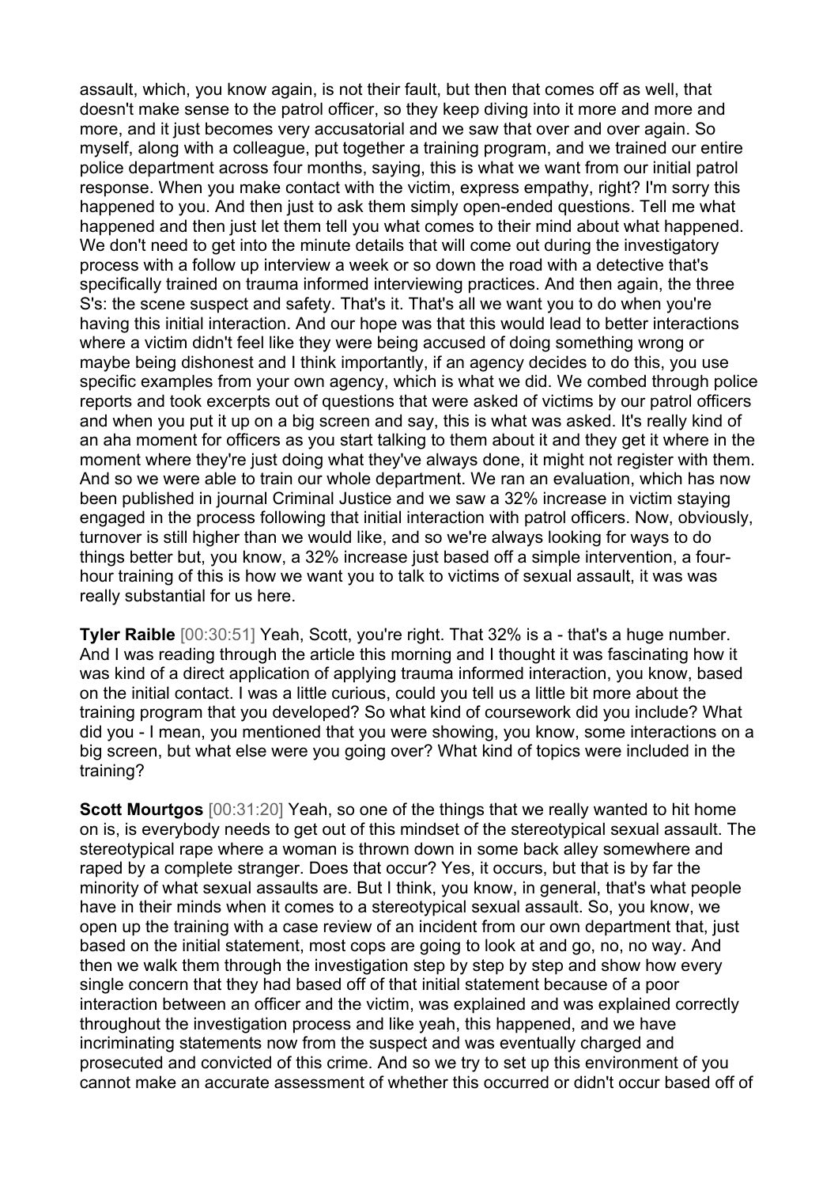assault, which, you know again, is not their fault, but then that comes off as well, that doesn't make sense to the patrol officer, so they keep diving into it more and more and more, and it just becomes very accusatorial and we saw that over and over again. So myself, along with a colleague, put together a training program, and we trained our entire police department across four months, saying, this is what we want from our initial patrol response. When you make contact with the victim, express empathy, right? I'm sorry this happened to you. And then just to ask them simply open-ended questions. Tell me what happened and then just let them tell you what comes to their mind about what happened. We don't need to get into the minute details that will come out during the investigatory process with a follow up interview a week or so down the road with a detective that's specifically trained on trauma informed interviewing practices. And then again, the three S's: the scene suspect and safety. That's it. That's all we want you to do when you're having this initial interaction. And our hope was that this would lead to better interactions where a victim didn't feel like they were being accused of doing something wrong or maybe being dishonest and I think importantly, if an agency decides to do this, you use specific examples from your own agency, which is what we did. We combed through police reports and took excerpts out of questions that were asked of victims by our patrol officers and when you put it up on a big screen and say, this is what was asked. It's really kind of an aha moment for officers as you start talking to them about it and they get it where in the moment where they're just doing what they've always done, it might not register with them. And so we were able to train our whole department. We ran an evaluation, which has now been published in journal Criminal Justice and we saw a 32% increase in victim staying engaged in the process following that initial interaction with patrol officers. Now, obviously, turnover is still higher than we would like, and so we're always looking for ways to do things better but, you know, a 32% increase just based off a simple intervention, a four-hour training of this is how we want you to talk to victims of sexual assault, it was was really substantial for us here.

**Tyler Raible** [00:30:51] Yeah, Scott, you're right. That 32% is a - that's a huge number. And I was reading through the article this morning and I thought it was fascinating how it was kind of a direct application of applying trauma informed interaction, you know, based on the initial contact. I was a little curious, could you tell us a little bit more about the training program that you developed? So what kind of coursework did you include? What did you - I mean, you mentioned that you were showing, you know, some interactions on a big screen, but what else were you going over? What kind of topics were included in the training?

**Scott Mourtgos** [00:31:20] Yeah, so one of the things that we really wanted to hit home on is, is everybody needs to get out of this mindset of the stereotypical sexual assault. The stereotypical rape where a woman is thrown down in some back alley somewhere and raped by a complete stranger. Does that occur? Yes, it occurs, but that is by far the minority of what sexual assaults are. But I think, you know, in general, that's what people have in their minds when it comes to a stereotypical sexual assault. So, you know, we open up the training with a case review of an incident from our own department that, just based on the initial statement, most cops are going to look at and go, no, no way. And then we walk them through the investigation step by step by step and show how every single concern that they had based off of that initial statement because of a poor interaction between an officer and the victim, was explained and was explained correctly throughout the investigation process and like yeah, this happened, and we have incriminating statements now from the suspect and was eventually charged and prosecuted and convicted of this crime. And so we try to set up this environment of you cannot make an accurate assessment of whether this occurred or didn't occur based off of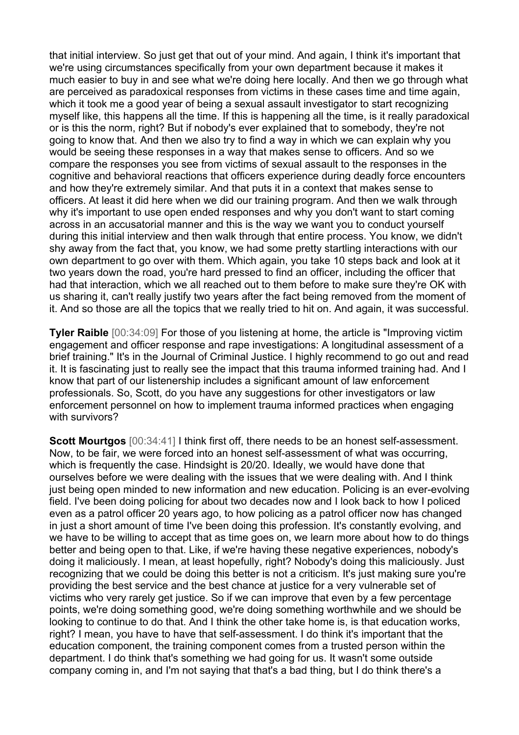that initial interview. So just get that out of your mind. And again, I think it's important that we're using circumstances specifically from your own department because it makes it much easier to buy in and see what we're doing here locally. And then we go through what are perceived as paradoxical responses from victims in these cases time and time again, which it took me a good year of being a sexual assault investigator to start recognizing myself like, this happens all the time. If this is happening all the time, is it really paradoxical or is this the norm, right? But if nobody's ever explained that to somebody, they're not going to know that. And then we also try to find a way in which we can explain why you would be seeing these responses in a way that makes sense to officers. And so we compare the responses you see from victims of sexual assault to the responses in the cognitive and behavioral reactions that officers experience during deadly force encounters and how they're extremely similar. And that puts it in a context that makes sense to officers. At least it did here when we did our training program. And then we walk through why it's important to use open ended responses and why you don't want to start coming across in an accusatorial manner and this is the way we want you to conduct yourself during this initial interview and then walk through that entire process. You know, we didn't shy away from the fact that, you know, we had some pretty startling interactions with our own department to go over with them. Which again, you take 10 steps back and look at it two years down the road, you're hard pressed to find an officer, including the officer that had that interaction, which we all reached out to them before to make sure they're OK with us sharing it, can't really justify two years after the fact being removed from the moment of it. And so those are all the topics that we really tried to hit on. And again, it was successful.

**Tyler Raible** [00:34:09] For those of you listening at home, the article is "Improving victim engagement and officer response and rape investigations: A longitudinal assessment of a brief training." It's in the Journal of Criminal Justice. I highly recommend to go out and read it. It is fascinating just to really see the impact that this trauma informed training had. And I know that part of our listenership includes a significant amount of law enforcement professionals. So, Scott, do you have any suggestions for other investigators or law enforcement personnel on how to implement trauma informed practices when engaging with survivors?

**Scott Mourtgos** [00:34:41] I think first off, there needs to be an honest self-assessment. Now, to be fair, we were forced into an honest self-assessment of what was occurring, which is frequently the case. Hindsight is 20/20. Ideally, we would have done that ourselves before we were dealing with the issues that we were dealing with. And I think just being open minded to new information and new education. Policing is an ever-evolving field. I've been doing policing for about two decades now and I look back to how I policed even as a patrol officer 20 years ago, to how policing as a patrol officer now has changed in just a short amount of time I've been doing this profession. It's constantly evolving, and we have to be willing to accept that as time goes on, we learn more about how to do things better and being open to that. Like, if we're having these negative experiences, nobody's doing it maliciously. I mean, at least hopefully, right? Nobody's doing this maliciously. Just recognizing that we could be doing this better is not a criticism. It's just making sure you're providing the best service and the best chance at justice for a very vulnerable set of victims who very rarely get justice. So if we can improve that even by a few percentage points, we're doing something good, we're doing something worthwhile and we should be looking to continue to do that. And I think the other take home is, is that education works, right? I mean, you have to have that self-assessment. I do think it's important that the education component, the training component comes from a trusted person within the department. I do think that's something we had going for us. It wasn't some outside company coming in, and I'm not saying that that's a bad thing, but I do think there's a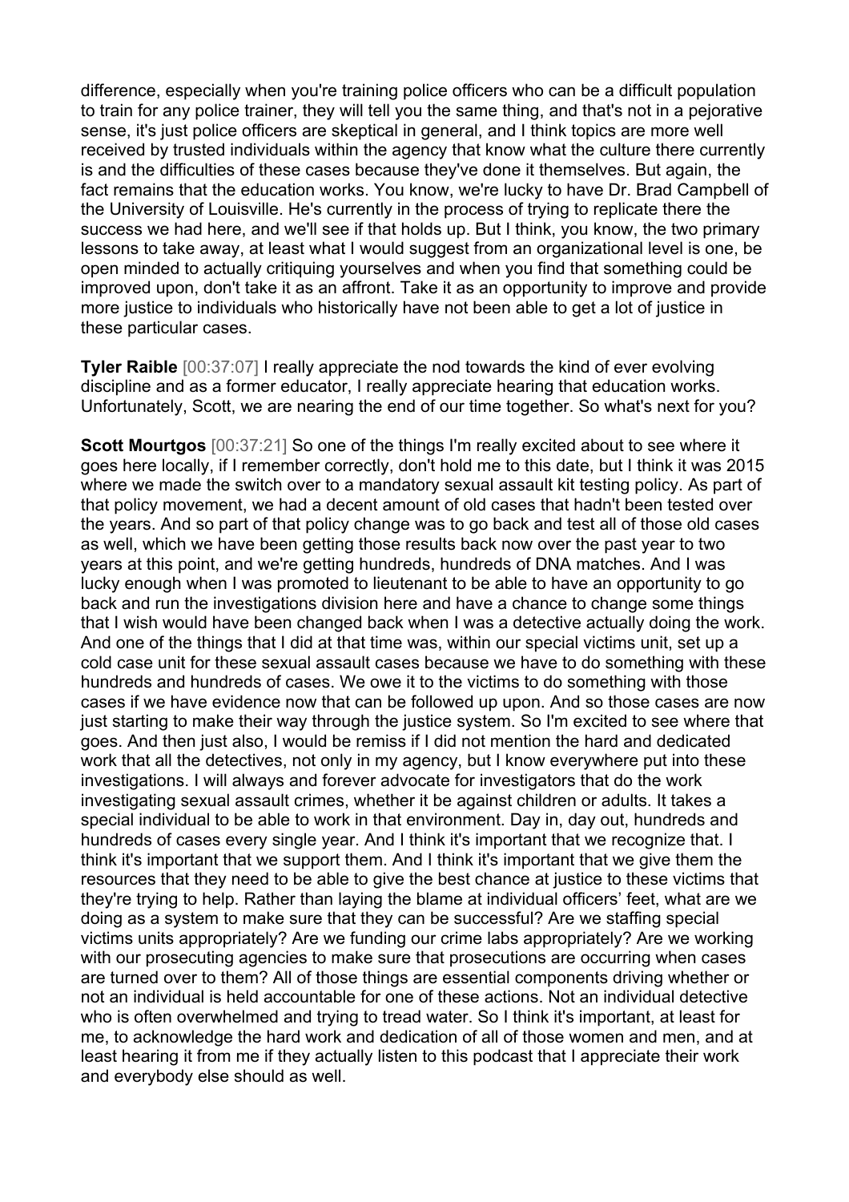difference, especially when you're training police officers who can be a difficult population to train for any police trainer, they will tell you the same thing, and that's not in a pejorative sense, it's just police officers are skeptical in general, and I think topics are more well received by trusted individuals within the agency that know what the culture there currently is and the difficulties of these cases because they've done it themselves. But again, the fact remains that the education works. You know, we're lucky to have Dr. Brad Campbell of the University of Louisville. He's currently in the process of trying to replicate there the success we had here, and we'll see if that holds up. But I think, you know, the two primary lessons to take away, at least what I would suggest from an organizational level is one, be open minded to actually critiquing yourselves and when you find that something could be improved upon, don't take it as an affront. Take it as an opportunity to improve and provide more justice to individuals who historically have not been able to get a lot of justice in these particular cases.

**Tyler Raible** [00:37:07] I really appreciate the nod towards the kind of ever evolving discipline and as a former educator, I really appreciate hearing that education works. Unfortunately, Scott, we are nearing the end of our time together. So what's next for you?

**Scott Mourtgos** [00:37:21] So one of the things I'm really excited about to see where it goes here locally, if I remember correctly, don't hold me to this date, but I think it was 2015 where we made the switch over to a mandatory sexual assault kit testing policy. As part of that policy movement, we had a decent amount of old cases that hadn't been tested over the years. And so part of that policy change was to go back and test all of those old cases as well, which we have been getting those results back now over the past year to two years at this point, and we're getting hundreds, hundreds of DNA matches. And I was lucky enough when I was promoted to lieutenant to be able to have an opportunity to go back and run the investigations division here and have a chance to change some things that I wish would have been changed back when I was a detective actually doing the work. And one of the things that I did at that time was, within our special victims unit, set up a cold case unit for these sexual assault cases because we have to do something with these hundreds and hundreds of cases. We owe it to the victims to do something with those cases if we have evidence now that can be followed up upon. And so those cases are now just starting to make their way through the justice system. So I'm excited to see where that goes. And then just also, I would be remiss if I did not mention the hard and dedicated work that all the detectives, not only in my agency, but I know everywhere put into these investigations. I will always and forever advocate for investigators that do the work investigating sexual assault crimes, whether it be against children or adults. It takes a special individual to be able to work in that environment. Day in, day out, hundreds and hundreds of cases every single year. And I think it's important that we recognize that. I think it's important that we support them. And I think it's important that we give them the resources that they need to be able to give the best chance at justice to these victims that they're trying to help. Rather than laying the blame at individual officers' feet, what are we doing as a system to make sure that they can be successful? Are we staffing special victims units appropriately? Are we funding our crime labs appropriately? Are we working with our prosecuting agencies to make sure that prosecutions are occurring when cases are turned over to them? All of those things are essential components driving whether or not an individual is held accountable for one of these actions. Not an individual detective who is often overwhelmed and trying to tread water. So I think it's important, at least for me, to acknowledge the hard work and dedication of all of those women and men, and at least hearing it from me if they actually listen to this podcast that I appreciate their work and everybody else should as well.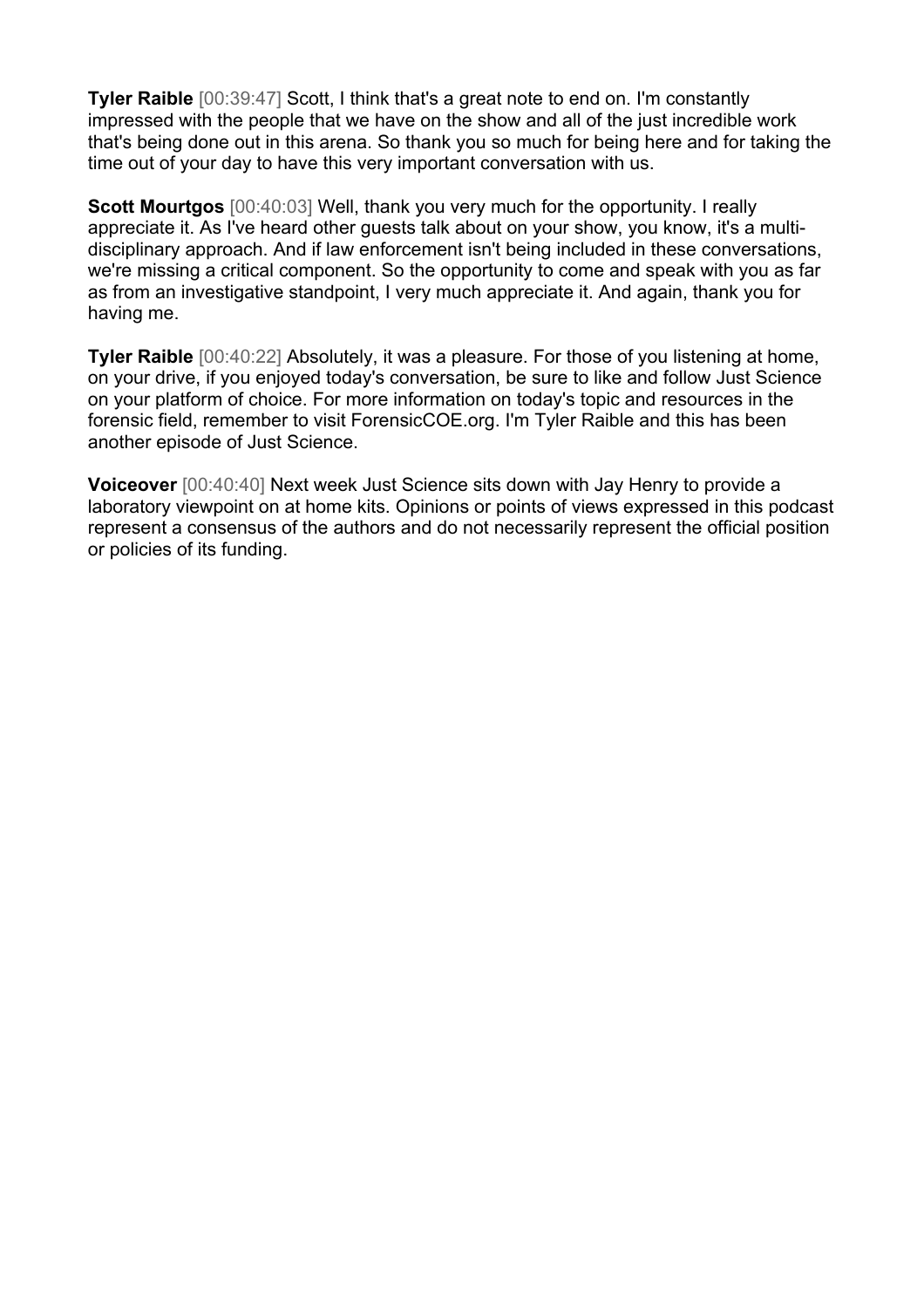**Tyler Raible** [00:39:47] Scott, I think that's a great note to end on. I'm constantly impressed with the people that we have on the show and all of the just incredible work that's being done out in this arena. So thank you so much for being here and for taking the time out of your day to have this very important conversation with us.

**Scott Mourtgos** [00:40:03] Well, thank you very much for the opportunity. I really appreciate it. As I've heard other guests talk about on your show, you know, it's a multi-disciplinary approach. And if law enforcement isn't being included in these conversations, we're missing a critical component. So the opportunity to come and speak with you as far as from an investigative standpoint, I very much appreciate it. And again, thank you for having me.

**Tyler Raible** [00:40:22] Absolutely, it was a pleasure. For those of you listening at home, on your drive, if you enjoyed today's conversation, be sure to like and follow Just Science on your platform of choice. For more information on today's topic and resources in the forensic field, remember to visit ForensicCOE.org. I'm Tyler Raible and this has been another episode of Just Science.

**Voiceover** [00:40:40] Next week Just Science sits down with Jay Henry to provide a laboratory viewpoint on at home kits. Opinions or points of views expressed in this podcast represent a consensus of the authors and do not necessarily represent the official position or policies of its funding.